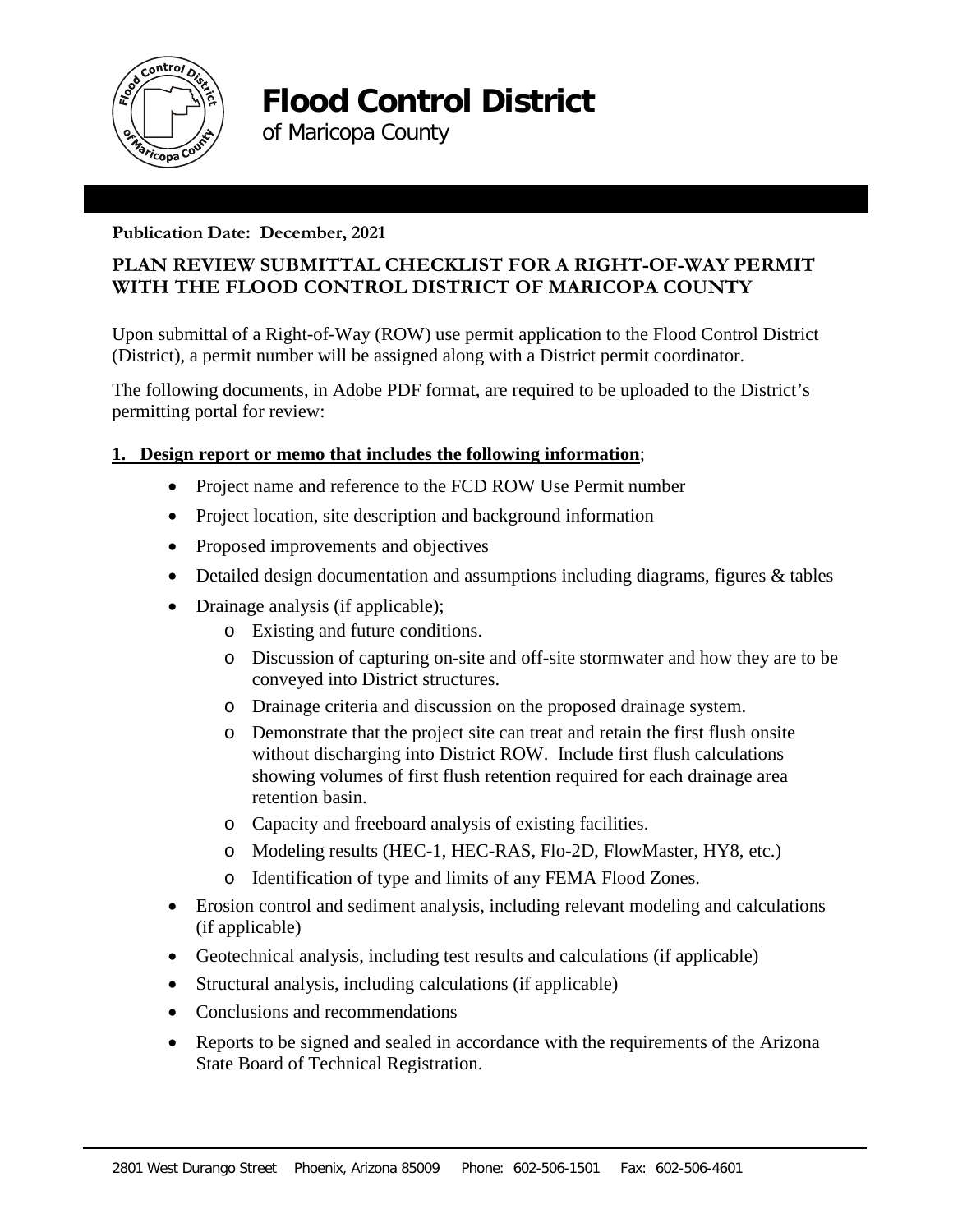# Flood Control District

of Maricopa County

**Publication Date: December, 2021**

## PLAN REVIEW SUBMITTAL CHECKLIST FOR A RIGHT-OF-WAY PERMIT WITH THE FLOOD CONTROL DISTRICT OF MARICOPA COUNTY

Upon submittal of a Right-of-Way (ROW) use permit application to the Flood Control District (District), a permit number will be assigned along with a District permit coordinator.

The following documents, in Adobe PDF format, are required to be uploaded to the District's permitting portal for review:

**1. Design report or memo that includes the following information**;

- Project name and reference to the FCD ROW Use Permit number
- Project location, site description and background information
- Proposed improvements and objectives
- Detailed design documentation and assumptions including diagrams, figures & tables
- Drainage analysis (if applicable);
  - Existing and future conditions.
  - Discussion of capturing on-site and off-site stormwater and how they are to be conveyed into District structures.
  - Drainage criteria and discussion on the proposed drainage system.
  - Demonstrate that the project site can treat and retain the first flush onsite without discharging into District ROW. Include first flush calculations showing volumes of first flush retention required for each drainage area retention basin.
  - Capacity and freeboard analysis of existing facilities.
  - Modeling results (HEC-1, HEC-RAS, Flo-2D, FlowMaster, HY8, etc.)
  - Identification of type and limits of any FEMA Flood Zones.
- Erosion control and sediment analysis, including relevant modeling and calculations (if applicable)
- Geotechnical analysis, including test results and calculations (if applicable)
- Structural analysis, including calculations (if applicable)
- Conclusions and recommendations
- Reports to be signed and sealed in accordance with the requirements of the Arizona State Board of Technical Registration.

2801 West Durango Street Phoenix, Arizona 85009 Phone: 602-506-1501 Fax: 602-506-4601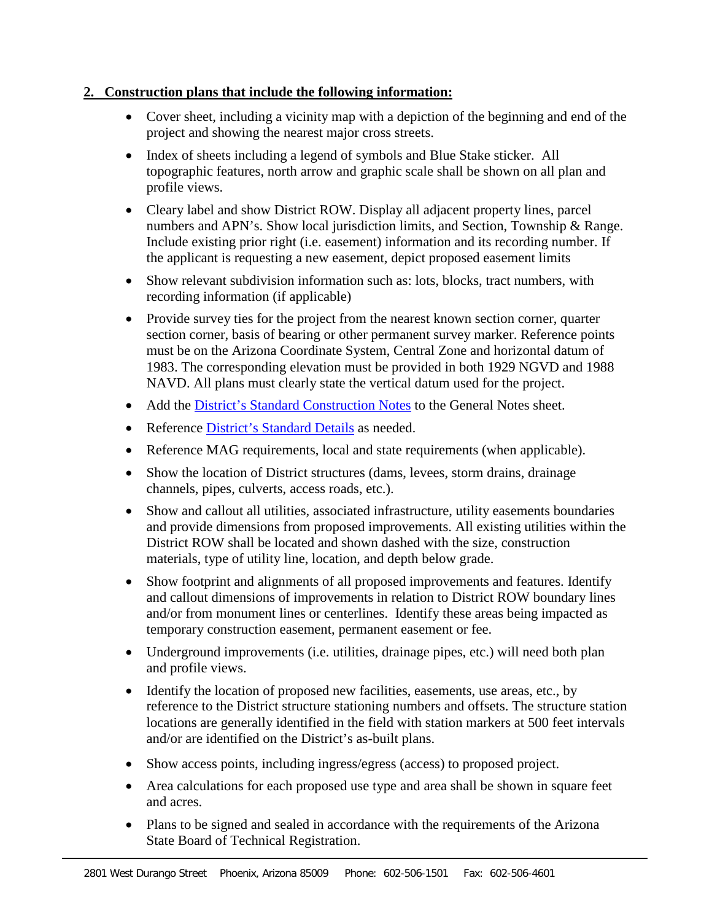**2. Construction plans that include the following information:**

- Cover sheet, including a vicinity map with a depiction of the beginning and end of the project and showing the nearest major cross streets.
- Index of sheets including a legend of symbols and Blue Stake sticker. All topographic features, north arrow and graphic scale shall be shown on all plan and profile views.
- Cleary label and show District ROW. Display all adjacent property lines, parcel numbers and APN's. Show local jurisdiction limits, and Section, Township & Range. Include existing prior right (i.e. easement) information and its recording number. If the applicant is requesting a new easement, depict proposed easement limits
- Show relevant subdivision information such as: lots, blocks, tract numbers, with recording information (if applicable)
- Provide survey ties for the project from the nearest known section corner, quarter section corner, basis of bearing or other permanent survey marker. Reference points must be on the Arizona Coordinate System, Central Zone and horizontal datum of 1983. The corresponding elevation must be provided in both 1929 NGVD and 1988 NAVD. All plans must clearly state the vertical datum used for the project.
- Add the District's Standard Construction Notes to the General Notes sheet.
- Reference District's Standard Details as needed.
- Reference MAG requirements, local and state requirements (when applicable).
- Show the location of District structures (dams, levees, storm drains, drainage channels, pipes, culverts, access roads, etc.).
- Show and callout all utilities, associated infrastructure, utility easements boundaries and provide dimensions from proposed improvements. All existing utilities within the District ROW shall be located and shown dashed with the size, construction materials, type of utility line, location, and depth below grade.
- Show footprint and alignments of all proposed improvements and features. Identify and callout dimensions of improvements in relation to District ROW boundary lines and/or from monument lines or centerlines. Identify these areas being impacted as temporary construction easement, permanent easement or fee.
- Underground improvements (i.e. utilities, drainage pipes, etc.) will need both plan and profile views.
- Identify the location of proposed new facilities, easements, use areas, etc., by reference to the District structure stationing numbers and offsets. The structure station locations are generally identified in the field with station markers at 500 feet intervals and/or are identified on the District's as-built plans.
- Show access points, including ingress/egress (access) to proposed project.
- Area calculations for each proposed use type and area shall be shown in square feet and acres.
- Plans to be signed and sealed in accordance with the requirements of the Arizona State Board of Technical Registration.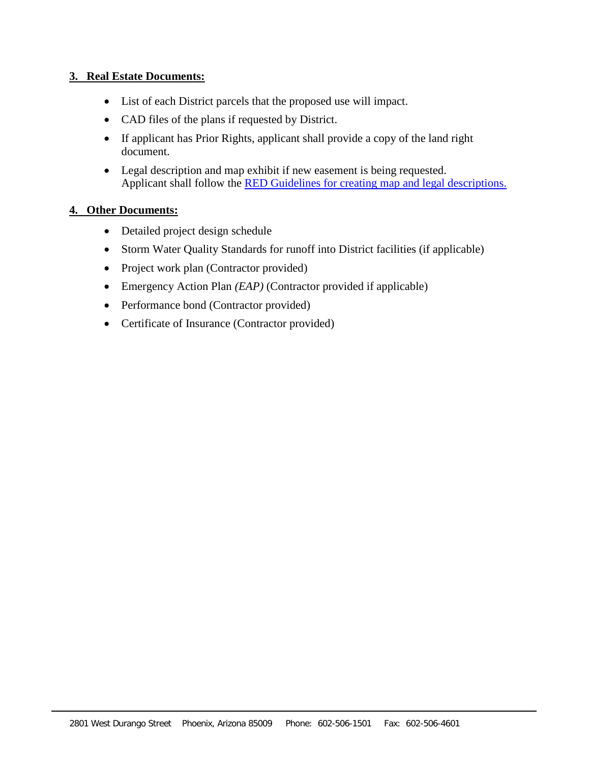### 3. Real Estate Documents:

- List of each District parcels that the proposed use will impact.
- CAD files of the plans if requested by District.
- If applicant has Prior Rights, applicant shall provide a copy of the land right document.
- Legal description and map exhibit if new easement is being requested. Applicant shall follow the RED Guidelines for creating map and legal descriptions.

### 4. Other Documents:

- Detailed project design schedule
- Storm Water Quality Standards for runoff into District facilities (if applicable)
- Project work plan (Contractor provided)
- Emergency Action Plan *(EAP)* (Contractor provided if applicable)
- Performance bond (Contractor provided)
- Certificate of Insurance (Contractor provided)